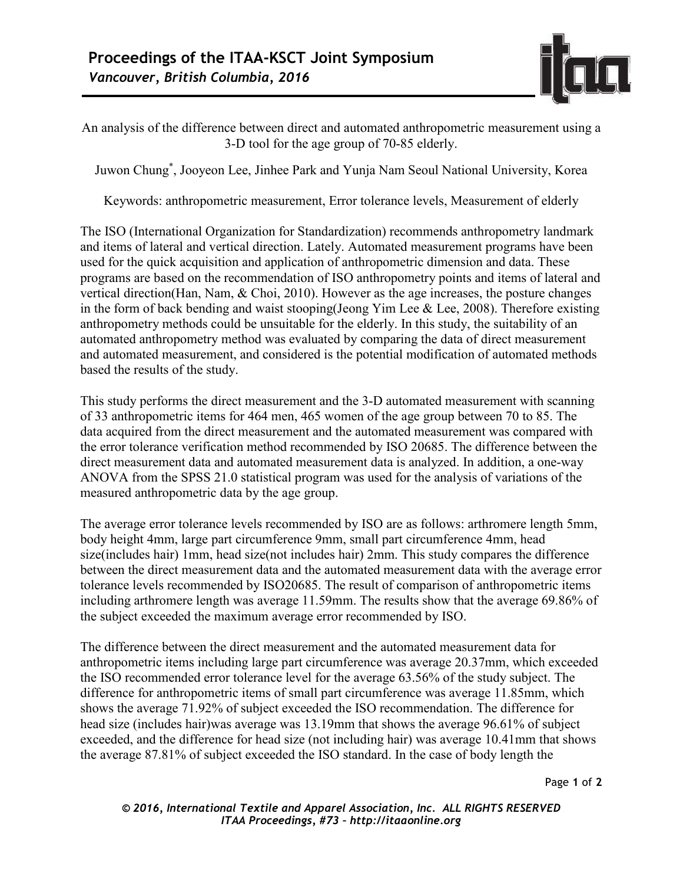An analysis of the difference between direct and automated anthropometric measurement using a 3-D tool for the age group of 70-85 elderly.

Juwon Chung*, Jooyeon Lee, Jinhee Park and Yunja Nam Seoul National University, Korea

Keywords: anthropometric measurement, Error tolerance levels, Measurement of elderly

The ISO (International Organization for Standardization) recommends anthropometry landmark and items of lateral and vertical direction. Lately. Automated measurement programs have been used for the quick acquisition and application of anthropometric dimension and data. These programs are based on the recommendation of ISO anthropometry points and items of lateral and vertical direction(Han, Nam, & Choi, 2010). However as the age increases, the posture changes in the form of back bending and waist stooping(Jeong Yim Lee & Lee, 2008). Therefore existing anthropometry methods could be unsuitable for the elderly. In this study, the suitability of an automated anthropometry method was evaluated by comparing the data of direct measurement and automated measurement, and considered is the potential modification of automated methods based the results of the study.

This study performs the direct measurement and the 3-D automated measurement with scanning of 33 anthropometric items for 464 men, 465 women of the age group between 70 to 85. The data acquired from the direct measurement and the automated measurement was compared with the error tolerance verification method recommended by ISO 20685. The difference between the direct measurement data and automated measurement data is analyzed. In addition, a one-way ANOVA from the SPSS 21.0 statistical program was used for the analysis of variations of the measured anthropometric data by the age group.

The average error tolerance levels recommended by ISO are as follows: arthromere length 5mm, body height 4mm, large part circumference 9mm, small part circumference 4mm, head size(includes hair) 1mm, head size(not includes hair) 2mm. This study compares the difference between the direct measurement data and the automated measurement data with the average error tolerance levels recommended by ISO20685. The result of comparison of anthropometric items including arthromere length was average 11.59mm. The results show that the average 69.86% of the subject exceeded the maximum average error recommended by ISO.

The difference between the direct measurement and the automated measurement data for anthropometric items including large part circumference was average 20.37mm, which exceeded the ISO recommended error tolerance level for the average 63.56% of the study subject. The difference for anthropometric items of small part circumference was average 11.85mm, which shows the average 71.92% of subject exceeded the ISO recommendation. The difference for head size (includes hair)was average was 13.19mm that shows the average 96.61% of subject exceeded, and the difference for head size (not including hair) was average 10.41mm that shows the average 87.81% of subject exceeded the ISO standard. In the case of body length the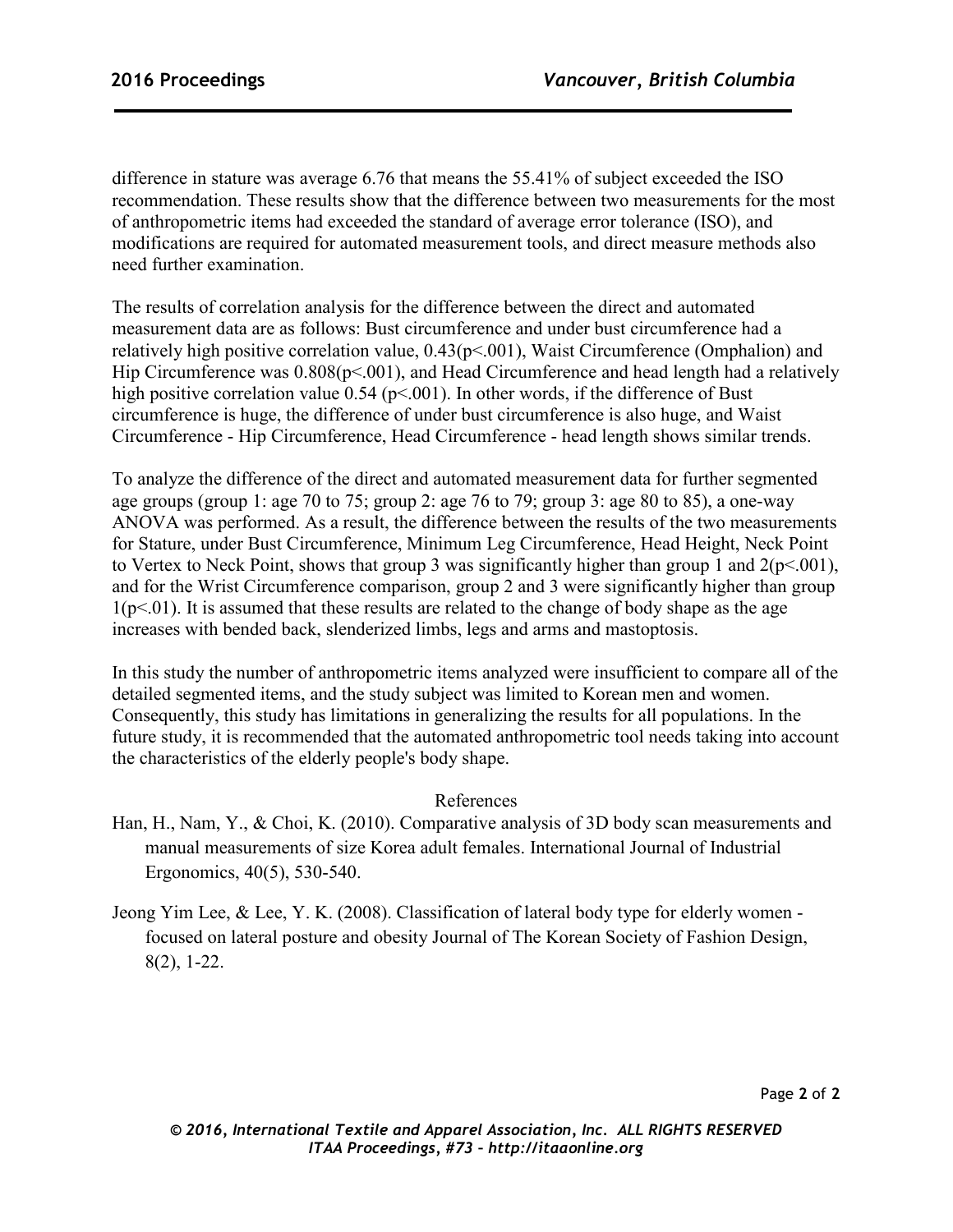difference in stature was average 6.76 that means the 55.41% of subject exceeded the ISO recommendation. These results show that the difference between two measurements for the most of anthropometric items had exceeded the standard of average error tolerance (ISO), and modifications are required for automated measurement tools, and direct measure methods also need further examination.

The results of correlation analysis for the difference between the direct and automated measurement data are as follows: Bust circumference and under bust circumference had a relatively high positive correlation value, 0.43($p<.001$), Waist Circumference (Omphalion) and Hip Circumference was 0.808($p<.001$), and Head Circumference and head length had a relatively high positive correlation value 0.54 ($p<.001$). In other words, if the difference of Bust circumference is huge, the difference of under bust circumference is also huge, and Waist Circumference - Hip Circumference, Head Circumference - head length shows similar trends.

To analyze the difference of the direct and automated measurement data for further segmented age groups (group 1: age 70 to 75; group 2: age 76 to 79; group 3: age 80 to 85), a one-way ANOVA was performed. As a result, the difference between the results of the two measurements for Stature, under Bust Circumference, Minimum Leg Circumference, Head Height, Neck Point to Vertex to Neck Point, shows that group 3 was significantly higher than group 1 and 2($p<.001$), and for the Wrist Circumference comparison, group 2 and 3 were significantly higher than group 1($p<.01$). It is assumed that these results are related to the change of body shape as the age increases with bended back, slenderized limbs, legs and arms and mastoptosis.

In this study the number of anthropometric items analyzed were insufficient to compare all of the detailed segmented items, and the study subject was limited to Korean men and women. Consequently, this study has limitations in generalizing the results for all populations. In the future study, it is recommended that the automated anthropometric tool needs taking into account the characteristics of the elderly people's body shape.

## References

Han, H., Nam, Y., & Choi, K. (2010). Comparative analysis of 3D body scan measurements and manual measurements of size Korea adult females. International Journal of Industrial Ergonomics, 40(5), 530-540.

Jeong Yim Lee, & Lee, Y. K. (2008). Classification of lateral body type for elderly women - focused on lateral posture and obesity Journal of The Korean Society of Fashion Design, 8(2), 1-22.